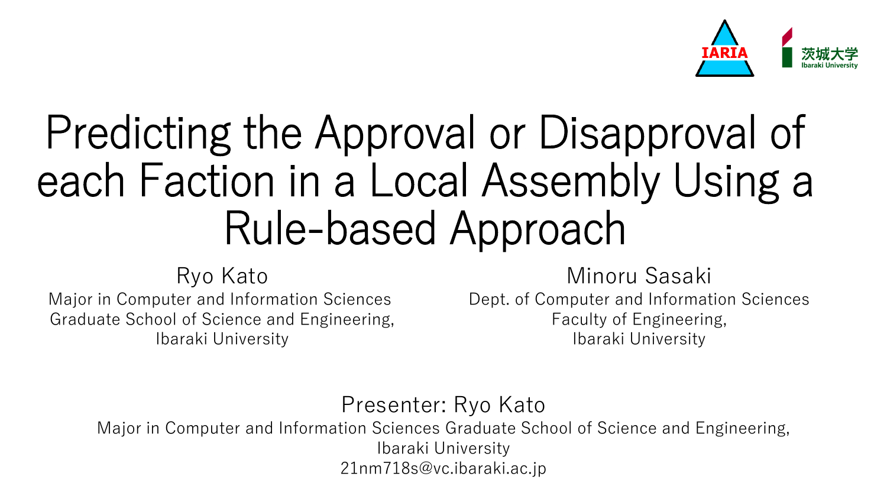# Predicting the Approval or Disapproval of each Faction in a Local Assembly Using a Rule-based Approach

Ryo Kato
Major in Computer and Information Sciences
Graduate School of Science and Engineering,
Ibaraki University

Minoru Sasaki
Dept. of Computer and Information Sciences
Faculty of Engineering,
Ibaraki University

Presenter: Ryo Kato
Major in Computer and Information Sciences Graduate School of Science and Engineering,
Ibaraki University
21nm718s@vc.ibaraki.ac.jp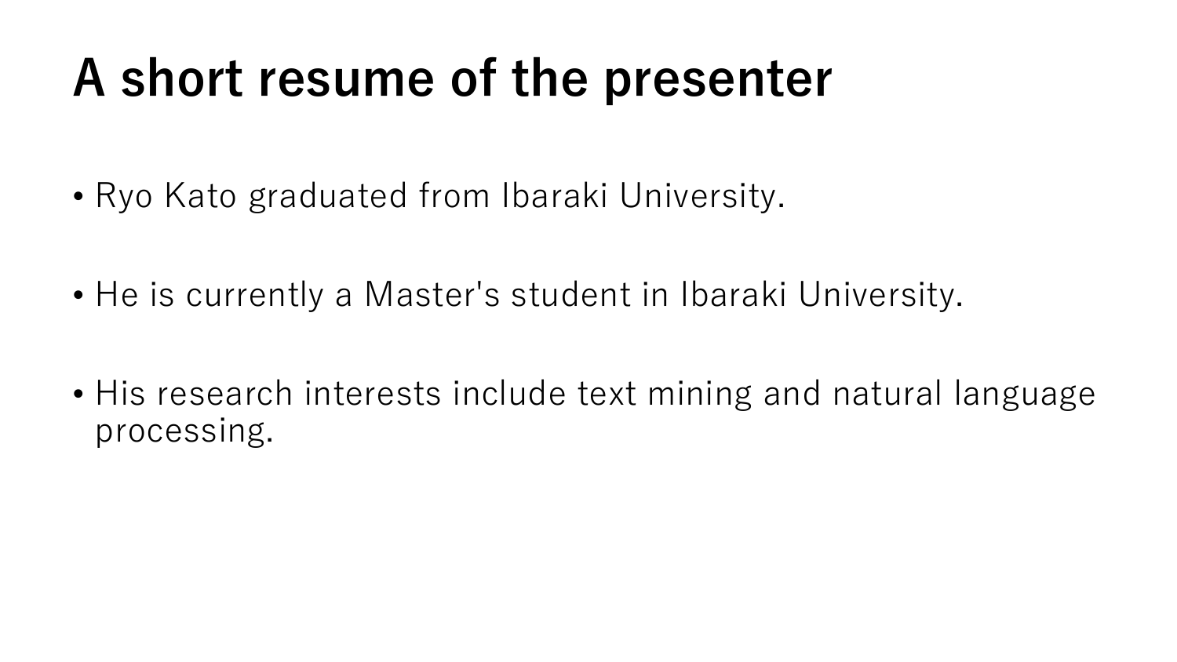# A short resume of the presenter

- Ryo Kato graduated from Ibaraki University.
- He is currently a Master's student in Ibaraki University.
- His research interests include text mining and natural language processing.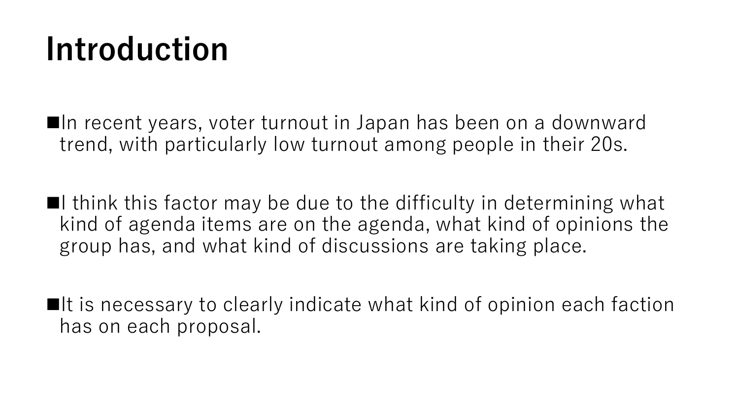# Introduction

- In recent years, voter turnout in Japan has been on a downward trend, with particularly low turnout among people in their 20s.

- I think this factor may be due to the difficulty in determining what kind of agenda items are on the agenda, what kind of opinions the group has, and what kind of discussions are taking place.

- It is necessary to clearly indicate what kind of opinion each faction has on each proposal.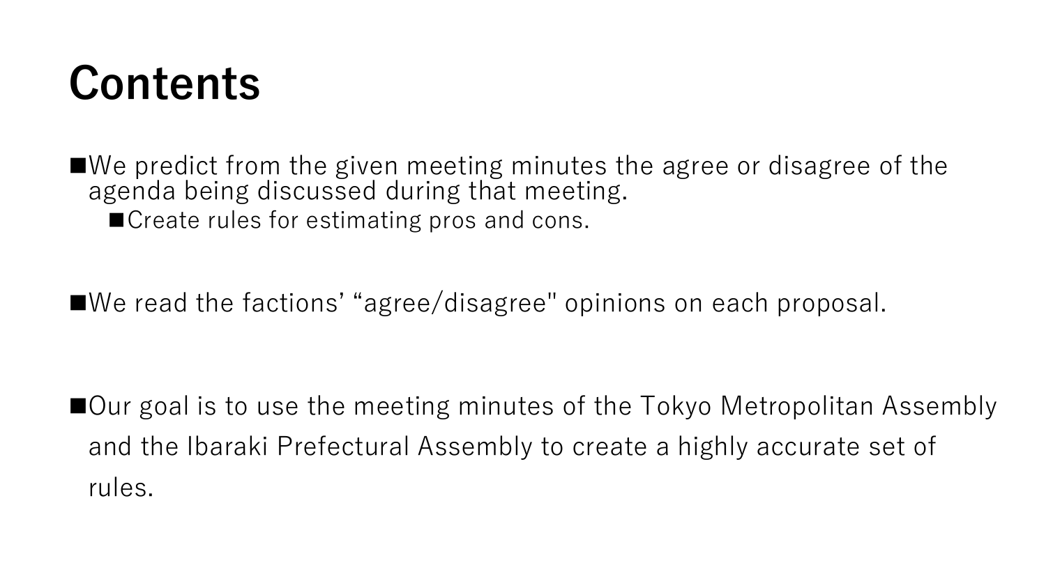# Contents

- We predict from the given meeting minutes the agree or disagree of the agenda being discussed during that meeting.
  - Create rules for estimating pros and cons.

- We read the factions' “agree/disagree" opinions on each proposal.

- Our goal is to use the meeting minutes of the Tokyo Metropolitan Assembly and the Ibaraki Prefectural Assembly to create a highly accurate set of rules.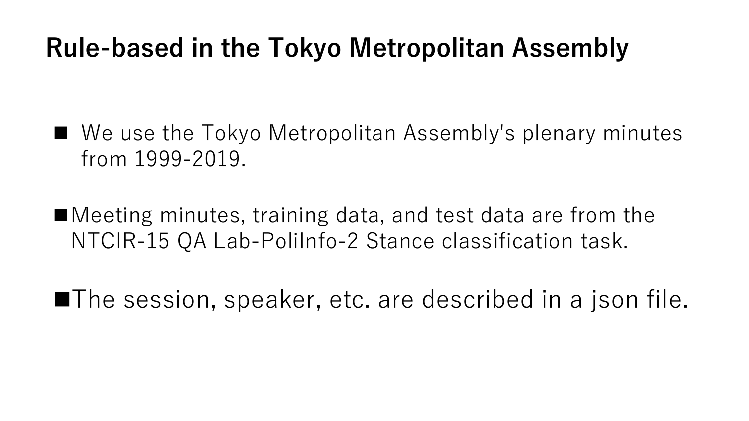# Rule-based in the Tokyo Metropolitan Assembly

- We use the Tokyo Metropolitan Assembly's plenary minutes from 1999-2019.

- Meeting minutes, training data, and test data are from the NTCIR-15 QA Lab-PoliInfo-2 Stance classification task.

- The session, speaker, etc. are described in a json file.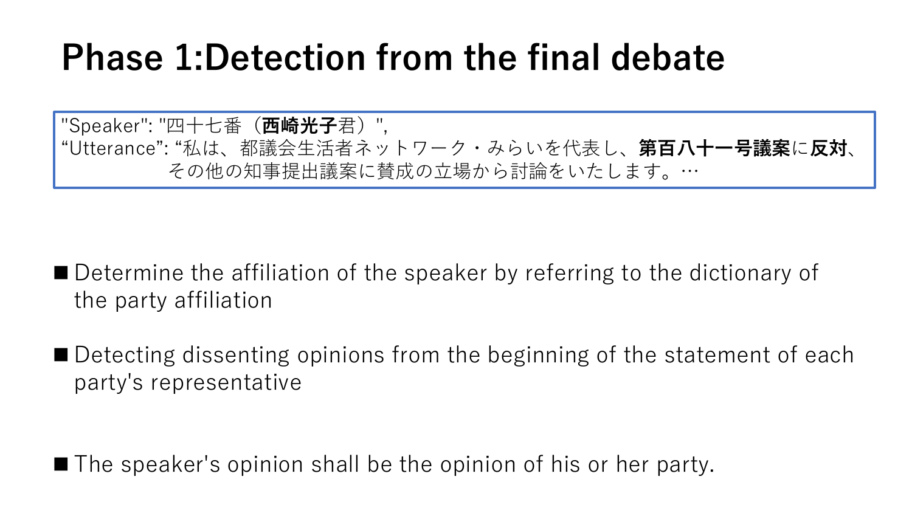# Phase 1:Detection from the final debate

"Speaker": "四十七番（**西崎光子**君）",
“Utterance”: “私は、都議会生活者ネットワーク・みらいを代表し、**第百八十一号議案**に**反対**、その他の知事提出議案に賛成の立場から討論をいたします。…

- Determine the affiliation of the speaker by referring to the dictionary of the party affiliation
- Detecting dissenting opinions from the beginning of the statement of each party's representative
- The speaker's opinion shall be the opinion of his or her party.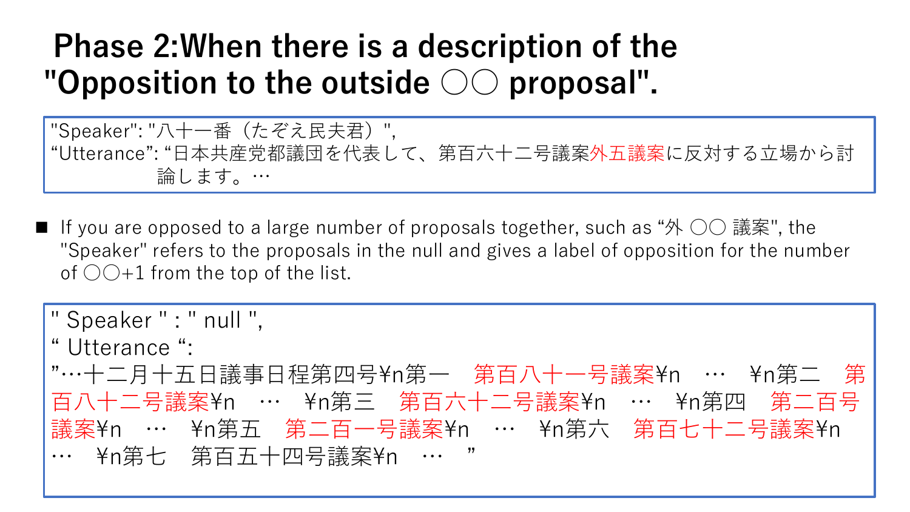# Phase 2:When there is a description of the "Opposition to the outside ○○ proposal".

```
"Speaker": "八十一番（たぞえ民夫君）",
"Utterance": "日本共産党都議団を代表して、第百六十二号議案外五議案に反対する立場から討
             論します。…
```

- If you are opposed to a large number of proposals together, such as "外 ○○ 議案", the "Speaker" refers to the proposals in the null and gives a label of opposition for the number of ○○+1 from the top of the list.

```
" Speaker " : " null ",
" Utterance ":
"…十二月十五日議事日程第四号¥n第一　第百八十一号議案¥n　…　¥n第二　第百八十二号議案¥n　…　¥n第三　第百六十二号議案¥n　…　¥n第四　第二百号議案¥n　…　¥n第五　第二百一号議案¥n　…　¥n第六　第百七十二号議案¥n　…　¥n第七　第百五十四号議案¥n　…　"
```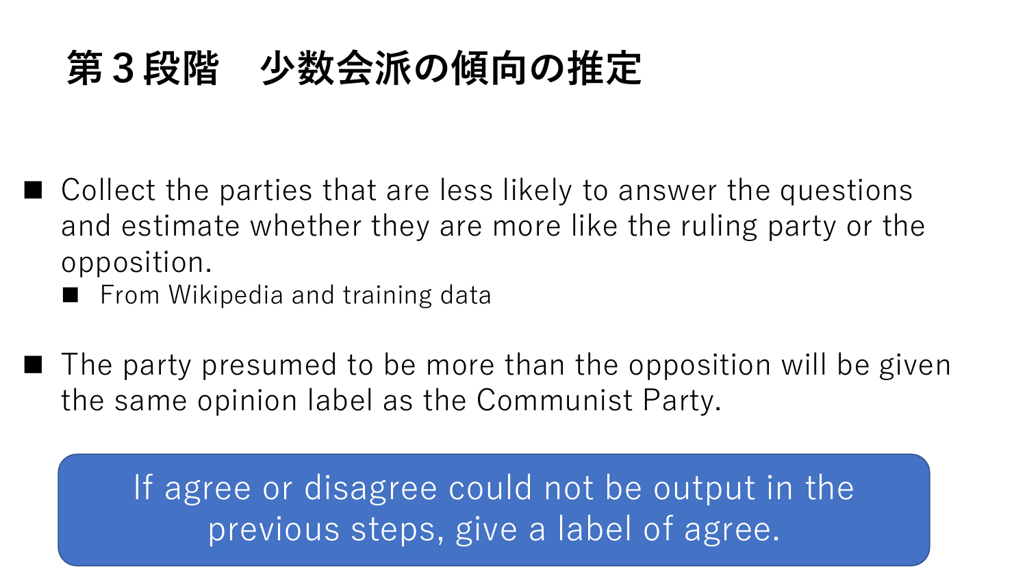# 第３段階　少数会派の傾向の推定

- Collect the parties that are less likely to answer the questions and estimate whether they are more like the ruling party or the opposition.
  - From Wikipedia and training data

- The party presumed to be more than the opposition will be given the same opinion label as the Communist Party.

If agree or disagree could not be output in the previous steps, give a label of agree.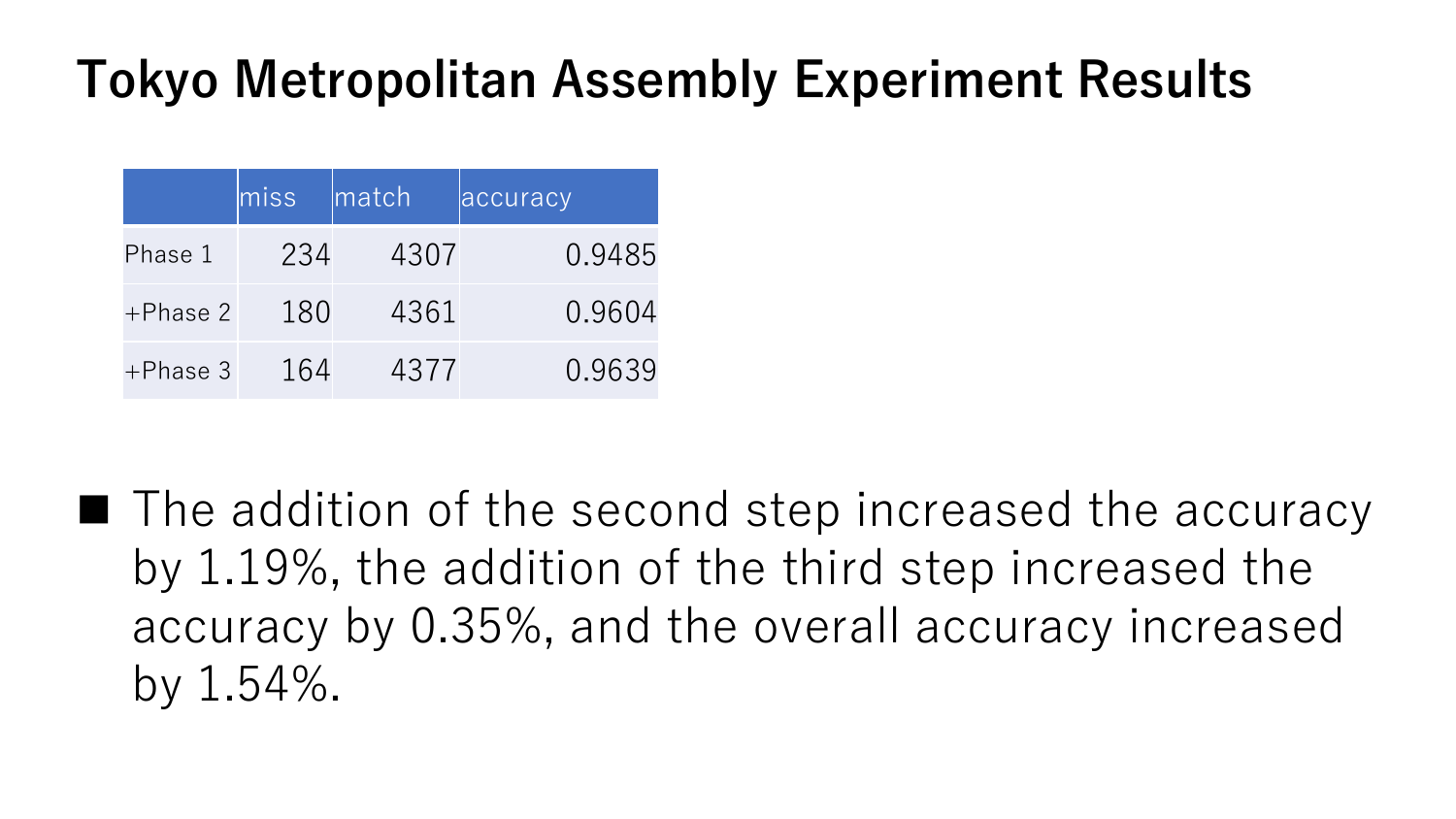# Tokyo Metropolitan Assembly Experiment Results

| | miss | match | accuracy |
|---|---|---|---|
| Phase 1 | 234 | 4307 | 0.9485 |
| +Phase 2 | 180 | 4361 | 0.9604 |
| +Phase 3 | 164 | 4377 | 0.9639 |

- The addition of the second step increased the accuracy by 1.19%, the addition of the third step increased the accuracy by 0.35%, and the overall accuracy increased by 1.54%.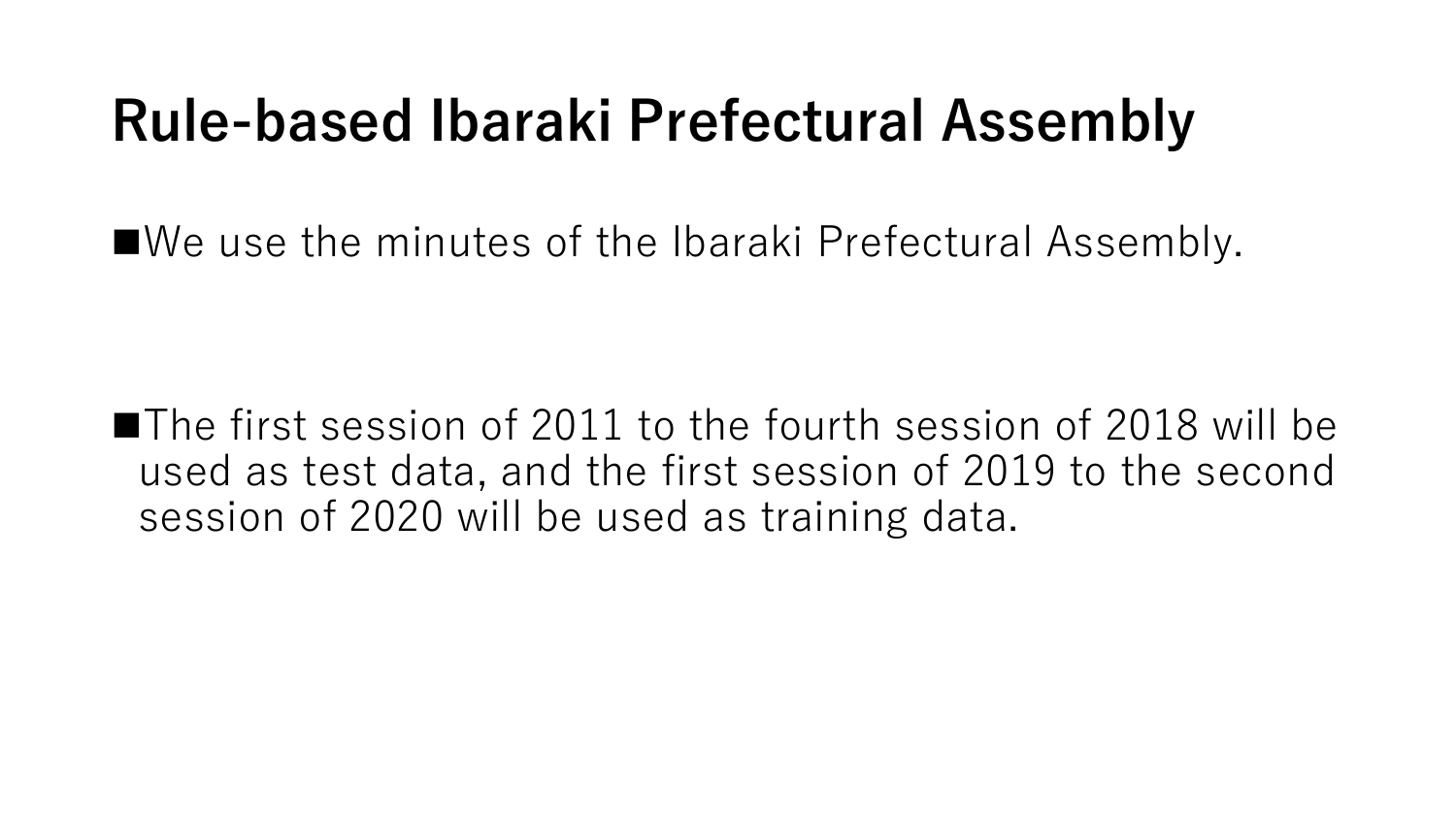# Rule-based Ibaraki Prefectural Assembly

- We use the minutes of the Ibaraki Prefectural Assembly.

- The first session of 2011 to the fourth session of 2018 will be used as test data, and the first session of 2019 to the second session of 2020 will be used as training data.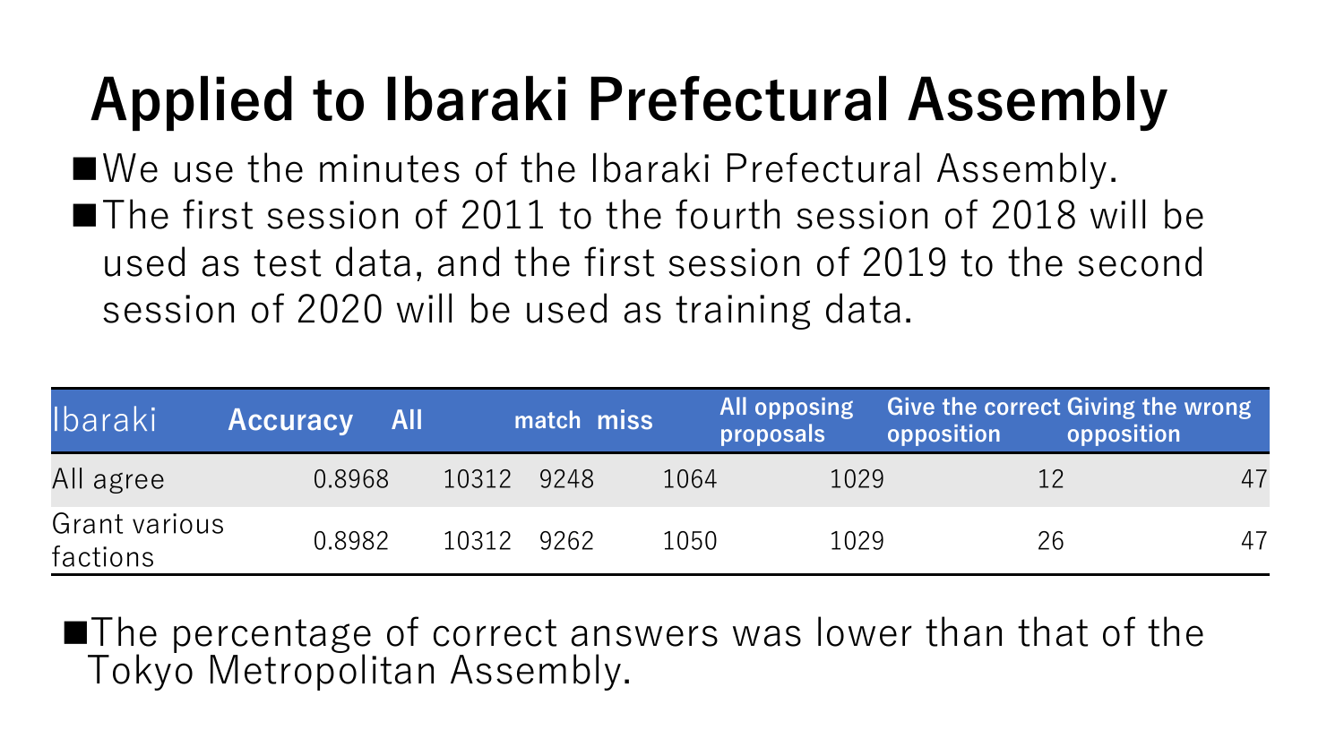# Applied to Ibaraki Prefectural Assembly

- We use the minutes of the Ibaraki Prefectural Assembly.
- The first session of 2011 to the fourth session of 2018 will be used as test data, and the first session of 2019 to the second session of 2020 will be used as training data.

| Ibaraki | Accuracy | All | match | miss | All opposing proposals | Give the correct opposition | Giving the wrong opposition |
|---|---|---|---|---|---|---|---|
| All agree | 0.8968 | 10312 | 9248 | 1064 | 1029 | 12 | 47 |
| Grant various factions | 0.8982 | 10312 | 9262 | 1050 | 1029 | 26 | 47 |

- The percentage of correct answers was lower than that of the Tokyo Metropolitan Assembly.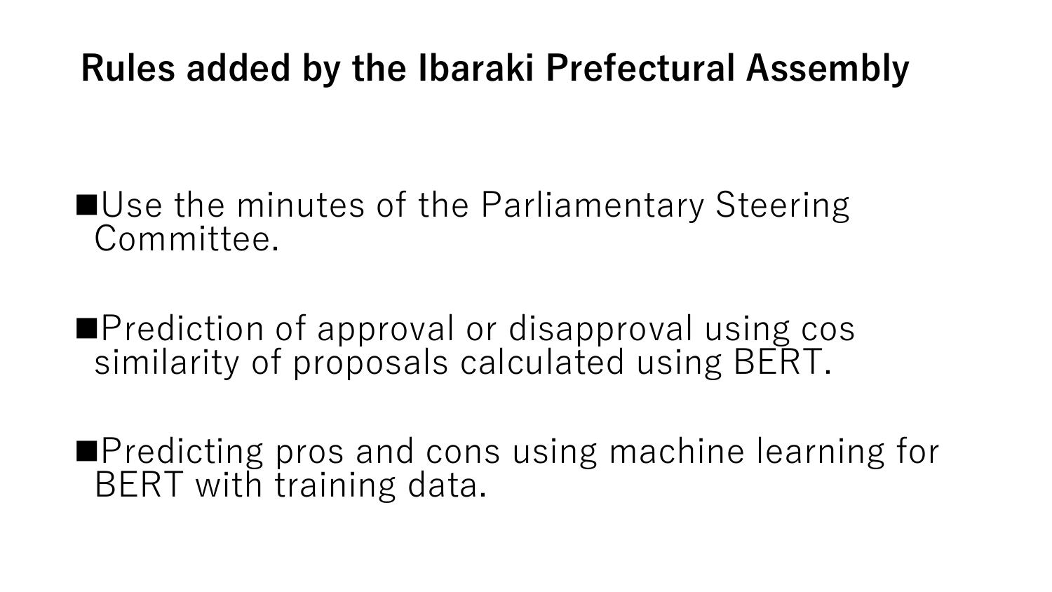# Rules added by the Ibaraki Prefectural Assembly

- Use the minutes of the Parliamentary Steering Committee.

- Prediction of approval or disapproval using cos similarity of proposals calculated using BERT.

- Predicting pros and cons using machine learning for BERT with training data.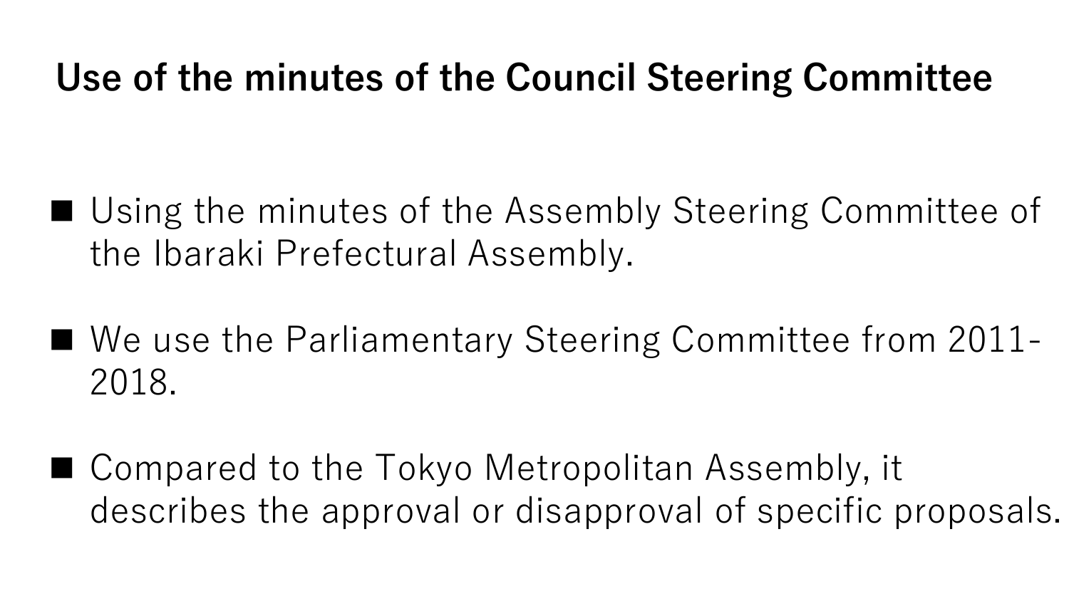# Use of the minutes of the Council Steering Committee

- Using the minutes of the Assembly Steering Committee of the Ibaraki Prefectural Assembly.

- We use the Parliamentary Steering Committee from 2011-2018.

- Compared to the Tokyo Metropolitan Assembly, it describes the approval or disapproval of specific proposals.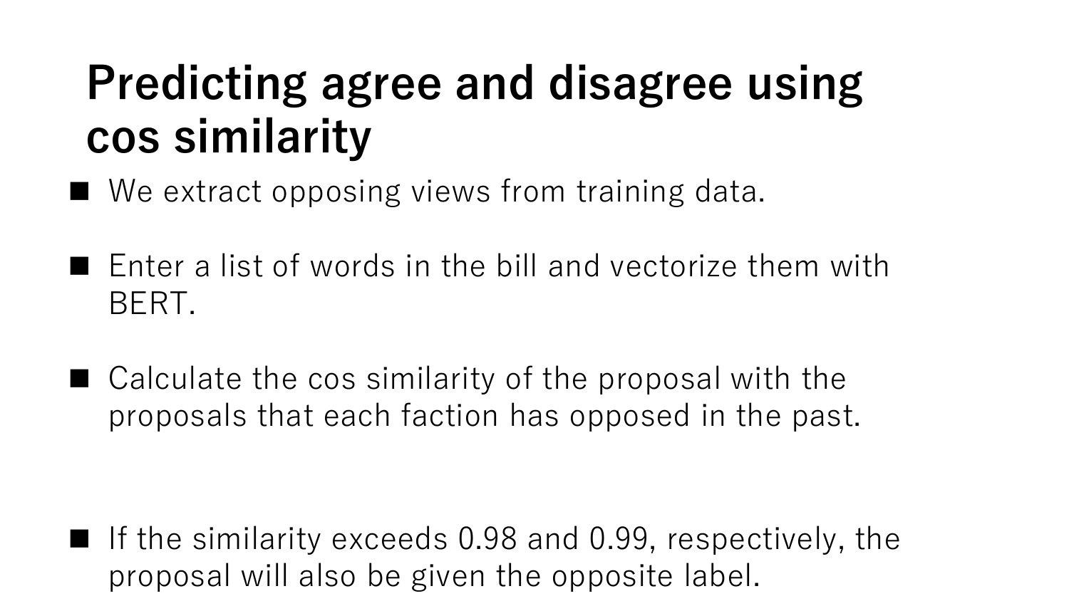# Predicting agree and disagree using cos similarity

- We extract opposing views from training data.
- Enter a list of words in the bill and vectorize them with BERT.
- Calculate the cos similarity of the proposal with the proposals that each faction has opposed in the past.
- If the similarity exceeds 0.98 and 0.99, respectively, the proposal will also be given the opposite label.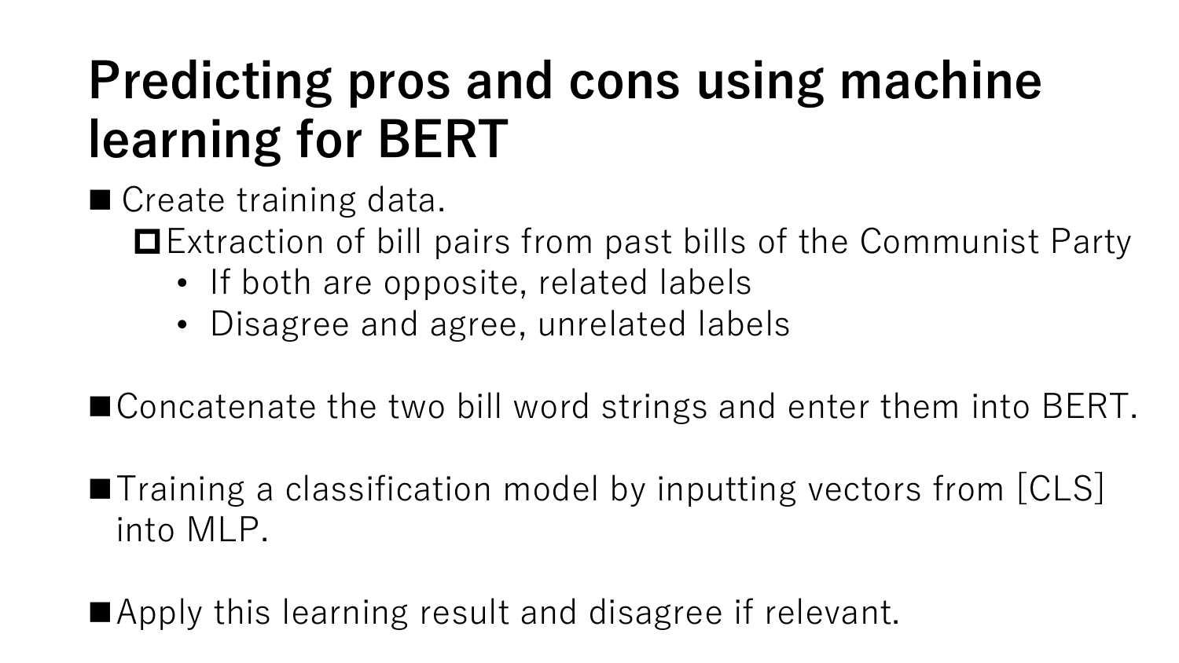# Predicting pros and cons using machine learning for BERT

- Create training data.
  - Extraction of bill pairs from past bills of the Communist Party
    - If both are opposite, related labels
    - Disagree and agree, unrelated labels

- Concatenate the two bill word strings and enter them into BERT.

- Training a classification model by inputting vectors from [CLS] into MLP.

- Apply this learning result and disagree if relevant.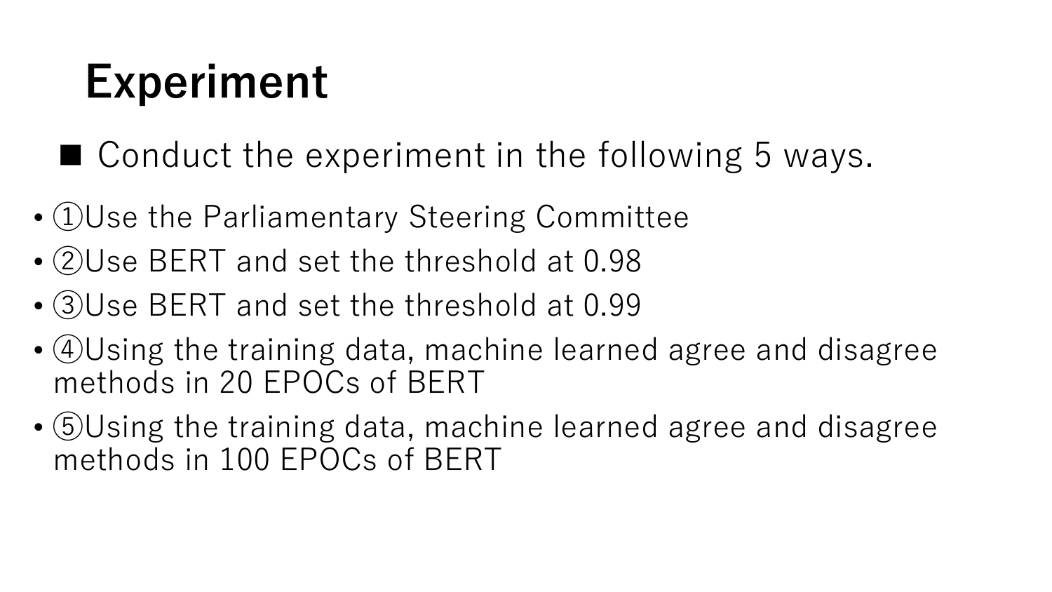# Experiment

■ Conduct the experiment in the following 5 ways.

- ①Use the Parliamentary Steering Committee
- ②Use BERT and set the threshold at 0.98
- ③Use BERT and set the threshold at 0.99
- ④Using the training data, machine learned agree and disagree methods in 20 EPOCs of BERT
- ⑤Using the training data, machine learned agree and disagree methods in 100 EPOCs of BERT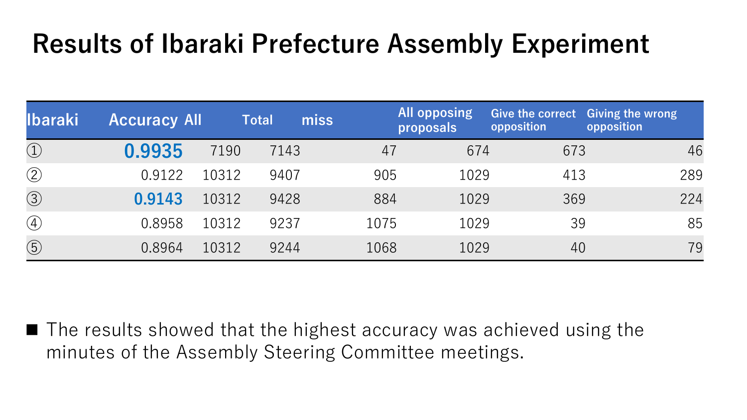# Results of Ibaraki Prefecture Assembly Experiment

| Ibaraki | Accuracy | All | Total | miss | All opposing proposals | Give the correct opposition | Giving the wrong opposition |
|---|---|---|---|---|---|---|---|
| ① | **0.9935** | 7190 | 7143 | 47 | 674 | 673 | 46 |
| ② | 0.9122 | 10312 | 9407 | 905 | 1029 | 413 | 289 |
| ③ | **0.9143** | 10312 | 9428 | 884 | 1029 | 369 | 224 |
| ④ | 0.8958 | 10312 | 9237 | 1075 | 1029 | 39 | 85 |
| ⑤ | 0.8964 | 10312 | 9244 | 1068 | 1029 | 40 | 79 |

- The results showed that the highest accuracy was achieved using the minutes of the Assembly Steering Committee meetings.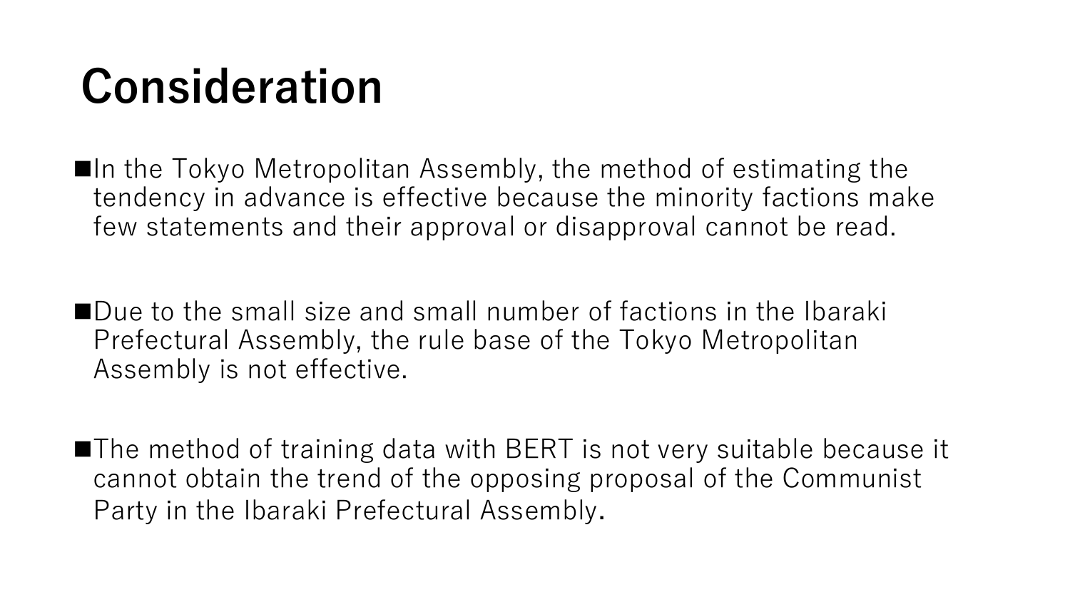# Consideration

- In the Tokyo Metropolitan Assembly, the method of estimating the tendency in advance is effective because the minority factions make few statements and their approval or disapproval cannot be read.

- Due to the small size and small number of factions in the Ibaraki Prefectural Assembly, the rule base of the Tokyo Metropolitan Assembly is not effective.

- The method of training data with BERT is not very suitable because it cannot obtain the trend of the opposing proposal of the Communist Party in the Ibaraki Prefectural Assembly.